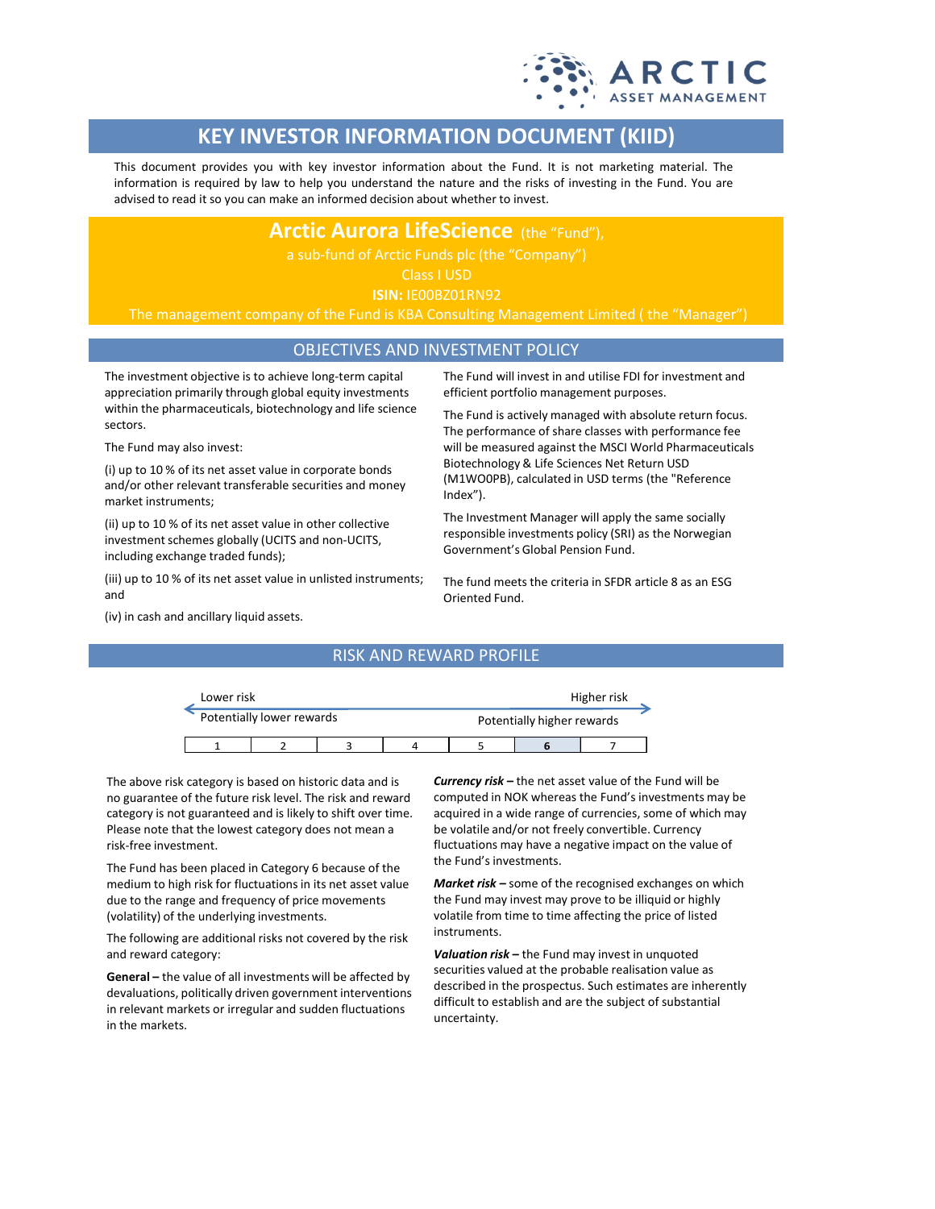ARCTIC ASSET MANAGEMENT

# KEY INVESTOR INFORMATION DOCUMENT (KIID)

This document provides you with key investor information about the Fund. It is not marketing material. The information is required by law to help you understand the nature and the risks of investing in the Fund. You are advised to read it so you can make an informed decision about whether to invest.

**Arctic Aurora LifeScience** (the "Fund"),
a sub-fund of Arctic Funds plc (the "Company")
Class I USD
**ISIN:** IE00BZ01RN92
The management company of the Fund is KBA Consulting Management Limited ( the "Manager")

## OBJECTIVES AND INVESTMENT POLICY

The investment objective is to achieve long-term capital appreciation primarily through global equity investments within the pharmaceuticals, biotechnology and life science sectors.

The Fund may also invest:

(i) up to 10 % of its net asset value in corporate bonds and/or other relevant transferable securities and money market instruments;

(ii) up to 10 % of its net asset value in other collective investment schemes globally (UCITS and non-UCITS, including exchange traded funds);

(iii) up to 10 % of its net asset value in unlisted instruments; and

(iv) in cash and ancillary liquid assets.

The Fund will invest in and utilise FDI for investment and efficient portfolio management purposes.

The Fund is actively managed with absolute return focus. The performance of share classes with performance fee will be measured against the MSCI World Pharmaceuticals Biotechnology & Life Sciences Net Return USD (M1WO0PB), calculated in USD terms (the "Reference Index").

The Investment Manager will apply the same socially responsible investments policy (SRI) as the Norwegian Government's Global Pension Fund.

The fund meets the criteria in SFDR article 8 as an ESG Oriented Fund.

## RISK AND REWARD PROFILE

Lower risk — Higher risk
Potentially lower rewards — Potentially higher rewards

| 1 | 2 | 3 | 4 | 5 | **6** | 7 |
|---|---|---|---|---|---|---|

The above risk category is based on historic data and is no guarantee of the future risk level. The risk and reward category is not guaranteed and is likely to shift over time. Please note that the lowest category does not mean a risk-free investment.

The Fund has been placed in Category 6 because of the medium to high risk for fluctuations in its net asset value due to the range and frequency of price movements (volatility) of the underlying investments.

The following are additional risks not covered by the risk and reward category:

**General –** the value of all investments will be affected by devaluations, politically driven government interventions in relevant markets or irregular and sudden fluctuations in the markets.

***Currency risk –*** the net asset value of the Fund will be computed in NOK whereas the Fund's investments may be acquired in a wide range of currencies, some of which may be volatile and/or not freely convertible. Currency fluctuations may have a negative impact on the value of the Fund's investments.

***Market risk –*** some of the recognised exchanges on which the Fund may invest may prove to be illiquid or highly volatile from time to time affecting the price of listed instruments.

***Valuation risk –*** the Fund may invest in unquoted securities valued at the probable realisation value as described in the prospectus. Such estimates are inherently difficult to establish and are the subject of substantial uncertainty.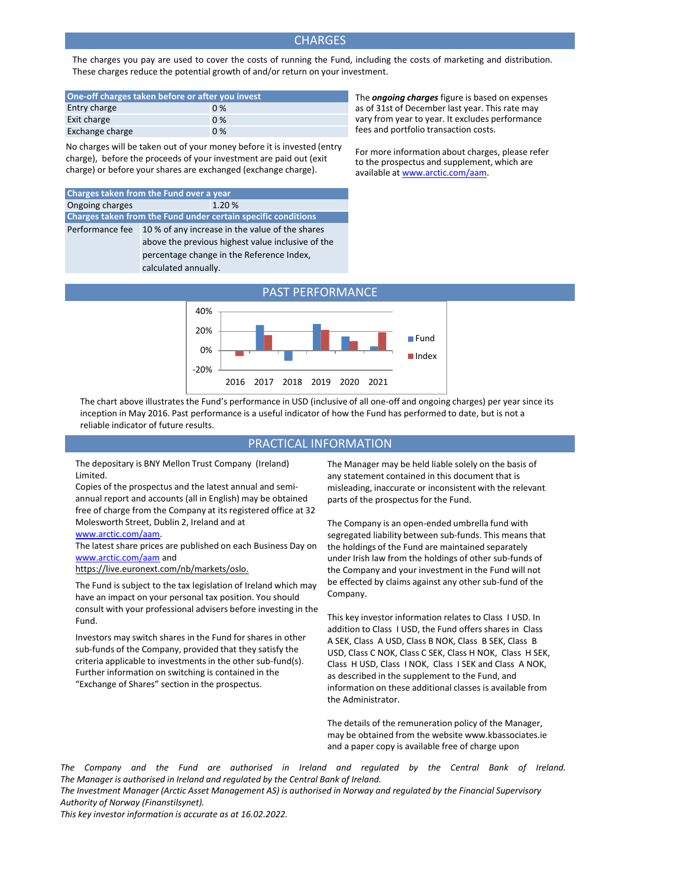## CHARGES

The charges you pay are used to cover the costs of running the Fund, including the costs of marketing and distribution. These charges reduce the potential growth of and/or return on your investment.

| One-off charges taken before or after you invest | |
|---|---|
| Entry charge | 0 % |
| Exit charge | 0 % |
| Exchange charge | 0 % |

No charges will be taken out of your money before it is invested (entry charge), before the proceeds of your investment are paid out (exit charge) or before your shares are exchanged (exchange charge).

| Charges taken from the Fund over a year | |
|---|---|
| Ongoing charges | 1.20 % |
| **Charges taken from the Fund under certain specific conditions** | |
| Performance fee | 10 % of any increase in the value of the shares above the previous highest value inclusive of the percentage change in the Reference Index, calculated annually. |

The ***ongoing charges*** figure is based on expenses as of 31st of December last year. This rate may vary from year to year. It excludes performance fees and portfolio transaction costs.

For more information about charges, please refer to the prospectus and supplement, which are available at www.arctic.com/aam.

## PAST PERFORMANCE

40%
20%
0%
-20%
2016 2017 2018 2019 2020 2021
Fund
Index

The chart above illustrates the Fund's performance in USD (inclusive of all one-off and ongoing charges) per year since its inception in May 2016. Past performance is a useful indicator of how the Fund has performed to date, but is not a reliable indicator of future results.

## PRACTICAL INFORMATION

The depositary is BNY Mellon Trust Company (Ireland) Limited.
Copies of the prospectus and the latest annual and semi-annual report and accounts (all in English) may be obtained free of charge from the Company at its registered office at 32 Molesworth Street, Dublin 2, Ireland and at www.arctic.com/aam.
The latest share prices are published on each Business Day on www.arctic.com/aam and https://live.euronext.com/nb/markets/oslo.

The Fund is subject to the tax legislation of Ireland which may have an impact on your personal tax position. You should consult with your professional advisers before investing in the Fund.

Investors may switch shares in the Fund for shares in other sub-funds of the Company, provided that they satisfy the criteria applicable to investments in the other sub-fund(s). Further information on switching is contained in the "Exchange of Shares" section in the prospectus.

The Manager may be held liable solely on the basis of any statement contained in this document that is misleading, inaccurate or inconsistent with the relevant parts of the prospectus for the Fund.

The Company is an open-ended umbrella fund with segregated liability between sub-funds. This means that the holdings of the Fund are maintained separately under Irish law from the holdings of other sub-funds of the Company and your investment in the Fund will not be effected by claims against any other sub-fund of the Company.

This key investor information relates to Class I USD. In addition to Class I USD, the Fund offers shares in Class A SEK, Class A USD, Class B NOK, Class B SEK, Class B USD, Class C NOK, Class C SEK, Class H NOK, Class H SEK, Class H USD, Class I NOK, Class I SEK and Class A NOK, as described in the supplement to the Fund, and information on these additional classes is available from the Administrator.

The details of the remuneration policy of the Manager, may be obtained from the website www.kbassociates.ie and a paper copy is available free of charge upon

*The Company and the Fund are authorised in Ireland and regulated by the Central Bank of Ireland.*
*The Manager is authorised in Ireland and regulated by the Central Bank of Ireland.*
*The Investment Manager (Arctic Asset Management AS) is authorised in Norway and regulated by the Financial Supervisory Authority of Norway (Finanstilsynet).*
*This key investor information is accurate as at 16.02.2022.*